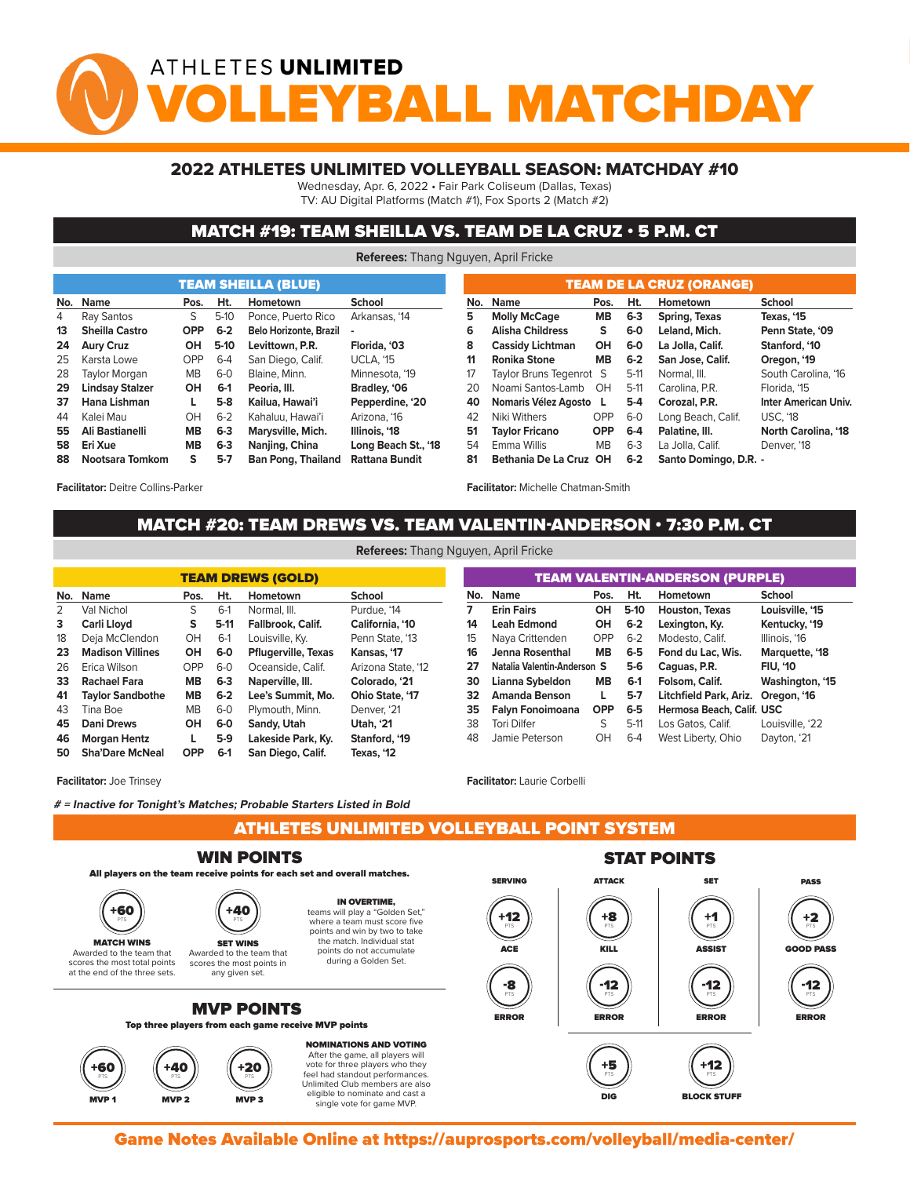# ATHLETES UNLIMITED VOLLEYBALL MATCHDAY

## 2022 ATHLETES UNLIMITED VOLLEYBALL SEASON: MATCHDAY #10

Wednesday, Apr. 6, 2022 • Fair Park Coliseum (Dallas, Texas)
TV: AU Digital Platforms (Match #1), Fox Sports 2 (Match #2)

## MATCH #19: TEAM SHEILLA VS. TEAM DE LA CRUZ • 5 P.M. CT

**Referees:** Thang Nguyen, April Fricke

### TEAM SHEILLA (BLUE)

| No. | Name | Pos. | Ht. | Hometown | School |
|---|---|---|---|---|---|
| 4 | Ray Santos | S | 5-10 | Ponce, Puerto Rico | Arkansas, '14 |
| **13** | **Sheilla Castro** | **OPP** | **6-2** | **Belo Horizonte, Brazil** | **-** |
| **24** | **Aury Cruz** | **OH** | **5-10** | **Levittown, P.R.** | **Florida, '03** |
| 25 | Karsta Lowe | OPP | 6-4 | San Diego, Calif. | UCLA, '15 |
| 28 | Taylor Morgan | MB | 6-0 | Blaine, Minn. | Minnesota, '19 |
| **29** | **Lindsay Stalzer** | **OH** | **6-1** | **Peoria, Ill.** | **Bradley, '06** |
| **37** | **Hana Lishman** | **L** | **5-8** | **Kailua, Hawai'i** | **Pepperdine, '20** |
| 44 | Kalei Mau | OH | 6-2 | Kahaluu, Hawai'i | Arizona, '16 |
| **55** | **Ali Bastianelli** | **MB** | **6-3** | **Marysville, Mich.** | **Illinois, '18** |
| **58** | **Eri Xue** | **MB** | **6-3** | **Nanjing, China** | **Long Beach St., '18** |
| **88** | **Nootsara Tomkom** | **S** | **5-7** | **Ban Pong, Thailand** | **Rattana Bundit** |

**Facilitator:** Deitre Collins-Parker

### TEAM DE LA CRUZ (ORANGE)

| No. | Name | Pos. | Ht. | Hometown | School |
|---|---|---|---|---|---|
| **5** | **Molly McCage** | **MB** | **6-3** | **Spring, Texas** | **Texas, '15** |
| **6** | **Alisha Childress** | **S** | **6-0** | **Leland, Mich.** | **Penn State, '09** |
| **8** | **Cassidy Lichtman** | **OH** | **6-0** | **La Jolla, Calif.** | **Stanford, '10** |
| **11** | **Ronika Stone** | **MB** | **6-2** | **San Jose, Calif.** | **Oregon, '19** |
| 17 | Taylor Bruns Tegenrot | S | 5-11 | Normal, Ill. | South Carolina, '16 |
| 20 | Noami Santos-Lamb | OH | 5-11 | Carolina, P.R. | Florida, '15 |
| **40** | **Nomaris Vélez Agosto** | **L** | **5-4** | **Corozal, P.R.** | **Inter American Univ.** |
| 42 | Niki Withers | OPP | 6-0 | Long Beach, Calif. | USC, '18 |
| **51** | **Taylor Fricano** | **OPP** | **6-4** | **Palatine, Ill.** | **North Carolina, '18** |
| 54 | Emma Willis | MB | 6-3 | La Jolla, Calif. | Denver, '18 |
| **81** | **Bethania De La Cruz** | **OH** | **6-2** | **Santo Domingo, D.R.** | **-** |

**Facilitator:** Michelle Chatman-Smith

## MATCH #20: TEAM DREWS VS. TEAM VALENTIN-ANDERSON • 7:30 P.M. CT

**Referees:** Thang Nguyen, April Fricke

### TEAM DREWS (GOLD)

| No. | Name | Pos. | Ht. | Hometown | School |
|---|---|---|---|---|---|
| 2 | Val Nichol | S | 6-1 | Normal, Ill. | Purdue, '14 |
| **3** | **Carli Lloyd** | **S** | **5-11** | **Fallbrook, Calif.** | **California, '10** |
| 18 | Deja McClendon | OH | 6-1 | Louisville, Ky. | Penn State, '13 |
| **23** | **Madison Villines** | **OH** | **6-0** | **Pflugerville, Texas** | **Kansas, '17** |
| 26 | Erica Wilson | OPP | 6-0 | Oceanside, Calif. | Arizona State, '12 |
| **33** | **Rachael Fara** | **MB** | **6-3** | **Naperville, Ill.** | **Colorado, '21** |
| **41** | **Taylor Sandbothe** | **MB** | **6-2** | **Lee's Summit, Mo.** | **Ohio State, '17** |
| 43 | Tina Boe | MB | 6-0 | Plymouth, Minn. | Denver, '21 |
| **45** | **Dani Drews** | **OH** | **6-0** | **Sandy, Utah** | **Utah, '21** |
| **46** | **Morgan Hentz** | **L** | **5-9** | **Lakeside Park, Ky.** | **Stanford, '19** |
| **50** | **Sha'Dare McNeal** | **OPP** | **6-1** | **San Diego, Calif.** | **Texas, '12** |

**Facilitator:** Joe Trinsey

### TEAM VALENTIN-ANDERSON (PURPLE)

| No. | Name | Pos. | Ht. | Hometown | School |
|---|---|---|---|---|---|
| **7** | **Erin Fairs** | **OH** | **5-10** | **Houston, Texas** | **Louisville, '15** |
| **14** | **Leah Edmond** | **OH** | **6-2** | **Lexington, Ky.** | **Kentucky, '19** |
| 15 | Naya Crittenden | OPP | 6-2 | Modesto, Calif. | Illinois, '16 |
| **16** | **Jenna Rosenthal** | **MB** | **6-5** | **Fond du Lac, Wis.** | **Marquette, '18** |
| **27** | **Natalia Valentin-Anderson** | **S** | **5-6** | **Caguas, P.R.** | **FIU, '10** |
| **30** | **Lianna Sybeldon** | **MB** | **6-1** | **Folsom, Calif.** | **Washington, '15** |
| **32** | **Amanda Benson** | **L** | **5-7** | **Litchfield Park, Ariz.** | **Oregon, '16** |
| **35** | **Falyn Fonoimoana** | **OPP** | **6-5** | **Hermosa Beach, Calif.** | **USC** |
| 38 | Tori Dilfer | S | 5-11 | Los Gatos, Calif. | Louisville, '22 |
| 48 | Jamie Peterson | OH | 6-4 | West Liberty, Ohio | Dayton, '21 |

**Facilitator:** Laurie Corbelli

***# = Inactive for Tonight's Matches; Probable Starters Listed in Bold***

## ATHLETES UNLIMITED VOLLEYBALL POINT SYSTEM

### WIN POINTS

**All players on the team receive points for each set and overall matches.**

- **+60 PTS – MATCH WINS:** Awarded to the team that scores the most total points at the end of the three sets.
- **+40 PTS – SET WINS:** Awarded to the team that scores the most points in any given set.

**IN OVERTIME,** teams will play a "Golden Set," where a team must score five points and win by two to take the match. Individual stat points do not accumulate during a Golden Set.

### MVP POINTS

**Top three players from each game receive MVP points**

- **+60 PTS – MVP 1**
- **+40 PTS – MVP 2**
- **+20 PTS – MVP 3**

**NOMINATIONS AND VOTING**
After the game, all players will vote for three players who they feel had standout performances. Unlimited Club members are also eligible to nominate and cast a single vote for game MVP.

### STAT POINTS

| SERVING | ATTACK | SET | PASS |
|---|---|---|---|
| +12 PTS ACE | +8 PTS KILL | +1 PTS ASSIST | +2 PTS GOOD PASS |
| -8 PTS ERROR | -12 PTS ERROR | -12 PTS ERROR | -12 PTS ERROR |
| | +5 PTS DIG | +12 PTS BLOCK STUFF | |

**Game Notes Available Online at https://auprosports.com/volleyball/media-center/**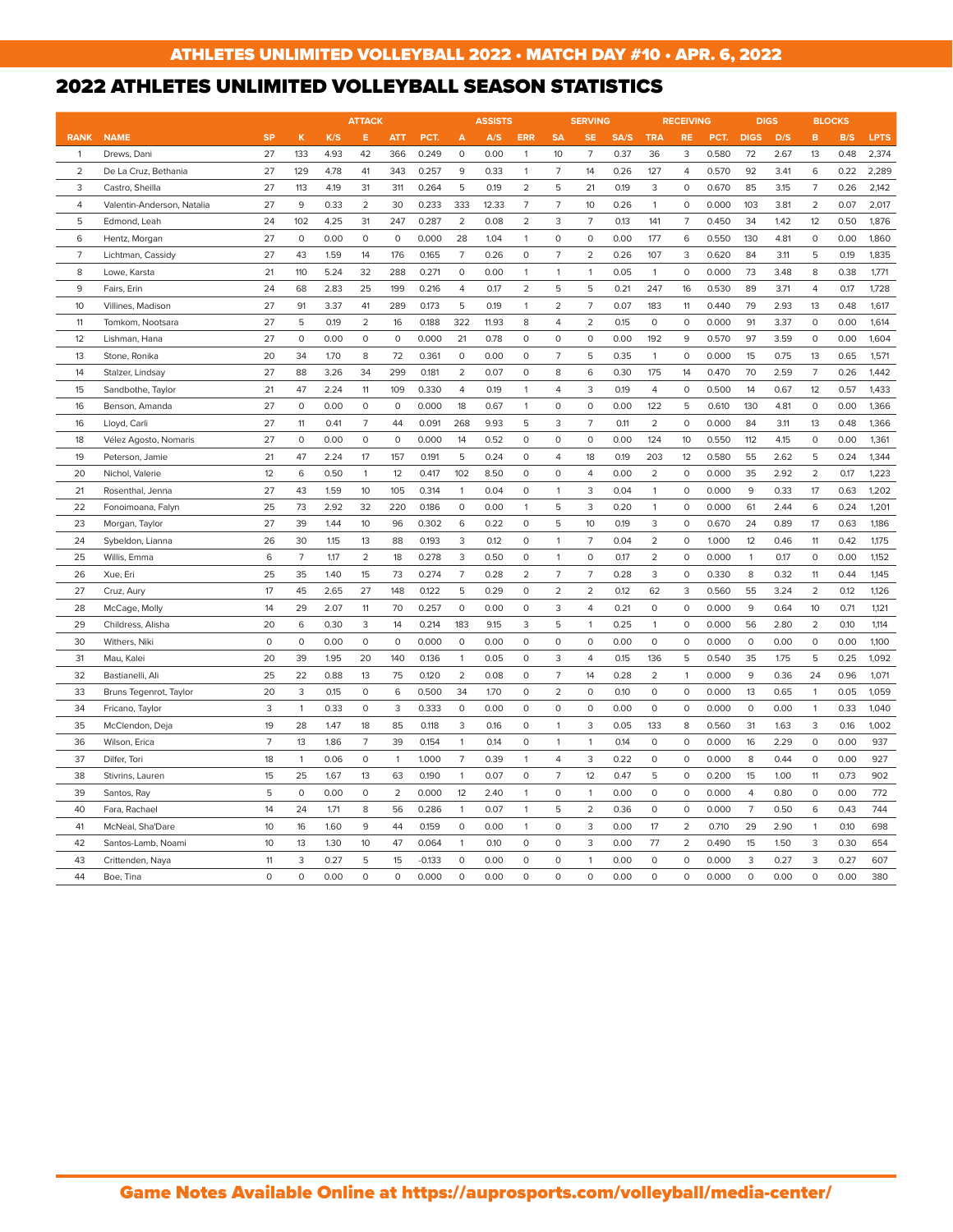## 2022 ATHLETES UNLIMITED VOLLEYBALL SEASON STATISTICS

| | | | ATTACK | | | | | ASSISTS | | | SERVING | | | RECEIVING | | | DIGS | | BLOCKS | | |
|---|---|---|---|---|---|---|---|---|---|---|---|---|---|---|---|---|---|---|---|---|---|
| RANK | NAME | SP | K | K/S | E | ATT | PCT. | A | A/S | ERR | SA | SE | SA/S | TRA | RE | PCT. | DIGS | D/S | B | B/S | LPTS |
| 1 | Drews, Dani | 27 | 133 | 4.93 | 42 | 366 | 0.249 | 0 | 0.00 | 1 | 10 | 7 | 0.37 | 36 | 3 | 0.580 | 72 | 2.67 | 13 | 0.48 | 2,374 |
| 2 | De La Cruz, Bethania | 27 | 129 | 4.78 | 41 | 343 | 0.257 | 9 | 0.33 | 1 | 7 | 14 | 0.26 | 127 | 4 | 0.570 | 92 | 3.41 | 6 | 0.22 | 2,289 |
| 3 | Castro, Sheilla | 27 | 113 | 4.19 | 31 | 311 | 0.264 | 5 | 0.19 | 2 | 5 | 21 | 0.19 | 3 | 0 | 0.670 | 85 | 3.15 | 7 | 0.26 | 2,142 |
| 4 | Valentin-Anderson, Natalia | 27 | 9 | 0.33 | 2 | 30 | 0.233 | 333 | 12.33 | 7 | 7 | 10 | 0.26 | 1 | 0 | 0.000 | 103 | 3.81 | 2 | 0.07 | 2,017 |
| 5 | Edmond, Leah | 24 | 102 | 4.25 | 31 | 247 | 0.287 | 2 | 0.08 | 2 | 3 | 7 | 0.13 | 141 | 7 | 0.450 | 34 | 1.42 | 12 | 0.50 | 1,876 |
| 6 | Hentz, Morgan | 27 | 0 | 0.00 | 0 | 0 | 0.000 | 28 | 1.04 | 1 | 0 | 0 | 0.00 | 177 | 6 | 0.550 | 130 | 4.81 | 0 | 0.00 | 1,860 |
| 7 | Lichtman, Cassidy | 27 | 43 | 1.59 | 14 | 176 | 0.165 | 7 | 0.26 | 0 | 7 | 2 | 0.26 | 107 | 3 | 0.620 | 84 | 3.11 | 5 | 0.19 | 1,835 |
| 8 | Lowe, Karsta | 21 | 110 | 5.24 | 32 | 288 | 0.271 | 0 | 0.00 | 1 | 1 | 1 | 0.05 | 1 | 0 | 0.000 | 73 | 3.48 | 8 | 0.38 | 1,771 |
| 9 | Fairs, Erin | 24 | 68 | 2.83 | 25 | 199 | 0.216 | 4 | 0.17 | 2 | 5 | 5 | 0.21 | 247 | 16 | 0.530 | 89 | 3.71 | 4 | 0.17 | 1,728 |
| 10 | Villines, Madison | 27 | 91 | 3.37 | 41 | 289 | 0.173 | 5 | 0.19 | 1 | 2 | 7 | 0.07 | 183 | 11 | 0.440 | 79 | 2.93 | 13 | 0.48 | 1,617 |
| 11 | Tomkom, Nootsara | 27 | 5 | 0.19 | 2 | 16 | 0.188 | 322 | 11.93 | 8 | 4 | 2 | 0.15 | 0 | 0 | 0.000 | 91 | 3.37 | 0 | 0.00 | 1,614 |
| 12 | Lishman, Hana | 27 | 0 | 0.00 | 0 | 0 | 0.000 | 21 | 0.78 | 0 | 0 | 0 | 0.00 | 192 | 9 | 0.570 | 97 | 3.59 | 0 | 0.00 | 1,604 |
| 13 | Stone, Ronika | 20 | 34 | 1.70 | 8 | 72 | 0.361 | 0 | 0.00 | 0 | 7 | 5 | 0.35 | 1 | 0 | 0.000 | 15 | 0.75 | 13 | 0.65 | 1,571 |
| 14 | Stalzer, Lindsay | 27 | 88 | 3.26 | 34 | 299 | 0.181 | 2 | 0.07 | 0 | 8 | 6 | 0.30 | 175 | 14 | 0.470 | 70 | 2.59 | 7 | 0.26 | 1,442 |
| 15 | Sandbothe, Taylor | 21 | 47 | 2.24 | 11 | 109 | 0.330 | 4 | 0.19 | 1 | 4 | 3 | 0.19 | 4 | 0 | 0.500 | 14 | 0.67 | 12 | 0.57 | 1,433 |
| 16 | Benson, Amanda | 27 | 0 | 0.00 | 0 | 0 | 0.000 | 18 | 0.67 | 1 | 0 | 0 | 0.00 | 122 | 5 | 0.610 | 130 | 4.81 | 0 | 0.00 | 1,366 |
| 16 | Lloyd, Carli | 27 | 11 | 0.41 | 7 | 44 | 0.091 | 268 | 9.93 | 5 | 3 | 7 | 0.11 | 2 | 0 | 0.000 | 84 | 3.11 | 13 | 0.48 | 1,366 |
| 18 | Vélez Agosto, Nomaris | 27 | 0 | 0.00 | 0 | 0 | 0.000 | 14 | 0.52 | 0 | 0 | 0 | 0.00 | 124 | 10 | 0.550 | 112 | 4.15 | 0 | 0.00 | 1,361 |
| 19 | Peterson, Jamie | 21 | 47 | 2.24 | 17 | 157 | 0.191 | 5 | 0.24 | 0 | 4 | 18 | 0.19 | 203 | 12 | 0.580 | 55 | 2.62 | 5 | 0.24 | 1,344 |
| 20 | Nichol, Valerie | 12 | 6 | 0.50 | 1 | 12 | 0.417 | 102 | 8.50 | 0 | 0 | 4 | 0.00 | 2 | 0 | 0.000 | 35 | 2.92 | 2 | 0.17 | 1,223 |
| 21 | Rosenthal, Jenna | 27 | 43 | 1.59 | 10 | 105 | 0.314 | 1 | 0.04 | 0 | 1 | 3 | 0.04 | 1 | 0 | 0.000 | 9 | 0.33 | 17 | 0.63 | 1,202 |
| 22 | Fonoimoana, Falyn | 25 | 73 | 2.92 | 32 | 220 | 0.186 | 0 | 0.00 | 1 | 5 | 3 | 0.20 | 1 | 0 | 0.000 | 61 | 2.44 | 6 | 0.24 | 1,201 |
| 23 | Morgan, Taylor | 27 | 39 | 1.44 | 10 | 96 | 0.302 | 6 | 0.22 | 0 | 5 | 10 | 0.19 | 3 | 0 | 0.670 | 24 | 0.89 | 17 | 0.63 | 1,186 |
| 24 | Sybeldon, Lianna | 26 | 30 | 1.15 | 13 | 88 | 0.193 | 3 | 0.12 | 0 | 1 | 7 | 0.04 | 2 | 0 | 1.000 | 12 | 0.46 | 11 | 0.42 | 1,175 |
| 25 | Willis, Emma | 6 | 7 | 1.17 | 2 | 18 | 0.278 | 3 | 0.50 | 0 | 1 | 0 | 0.17 | 2 | 0 | 0.000 | 1 | 0.17 | 0 | 0.00 | 1,152 |
| 26 | Xue, Eri | 25 | 35 | 1.40 | 15 | 73 | 0.274 | 7 | 0.28 | 2 | 7 | 7 | 0.28 | 3 | 0 | 0.330 | 8 | 0.32 | 11 | 0.44 | 1,145 |
| 27 | Cruz, Aury | 17 | 45 | 2.65 | 27 | 148 | 0.122 | 5 | 0.29 | 0 | 2 | 2 | 0.12 | 62 | 3 | 0.560 | 55 | 3.24 | 2 | 0.12 | 1,126 |
| 28 | McCage, Molly | 14 | 29 | 2.07 | 11 | 70 | 0.257 | 0 | 0.00 | 0 | 3 | 4 | 0.21 | 0 | 0 | 0.000 | 9 | 0.64 | 10 | 0.71 | 1,121 |
| 29 | Childress, Alisha | 20 | 6 | 0.30 | 3 | 14 | 0.214 | 183 | 9.15 | 3 | 5 | 1 | 0.25 | 1 | 0 | 0.000 | 56 | 2.80 | 2 | 0.10 | 1,114 |
| 30 | Withers, Niki | 0 | 0 | 0.00 | 0 | 0 | 0.000 | 0 | 0.00 | 0 | 0 | 0 | 0.00 | 0 | 0 | 0.000 | 0 | 0.00 | 0 | 0.00 | 1,100 |
| 31 | Mau, Kalei | 20 | 39 | 1.95 | 20 | 140 | 0.136 | 1 | 0.05 | 0 | 3 | 4 | 0.15 | 136 | 5 | 0.540 | 35 | 1.75 | 5 | 0.25 | 1,092 |
| 32 | Bastianelli, Ali | 25 | 22 | 0.88 | 13 | 75 | 0.120 | 2 | 0.08 | 0 | 7 | 14 | 0.28 | 2 | 1 | 0.000 | 9 | 0.36 | 24 | 0.96 | 1,071 |
| 33 | Bruns Tegenrot, Taylor | 20 | 3 | 0.15 | 0 | 6 | 0.500 | 34 | 1.70 | 0 | 2 | 0 | 0.10 | 0 | 0 | 0.000 | 13 | 0.65 | 1 | 0.05 | 1,059 |
| 34 | Fricano, Taylor | 3 | 1 | 0.33 | 0 | 3 | 0.333 | 0 | 0.00 | 0 | 0 | 0 | 0.00 | 0 | 0 | 0.000 | 0 | 0.00 | 1 | 0.33 | 1,040 |
| 35 | McClendon, Deja | 19 | 28 | 1.47 | 18 | 85 | 0.118 | 3 | 0.16 | 0 | 1 | 3 | 0.05 | 133 | 8 | 0.560 | 31 | 1.63 | 3 | 0.16 | 1,002 |
| 36 | Wilson, Erica | 7 | 13 | 1.86 | 7 | 39 | 0.154 | 1 | 0.14 | 0 | 1 | 1 | 0.14 | 0 | 0 | 0.000 | 16 | 2.29 | 0 | 0.00 | 937 |
| 37 | Dilfer, Tori | 18 | 1 | 0.06 | 0 | 1 | 1.000 | 7 | 0.39 | 1 | 4 | 3 | 0.22 | 0 | 0 | 0.000 | 8 | 0.44 | 0 | 0.00 | 927 |
| 38 | Stivrins, Lauren | 15 | 25 | 1.67 | 13 | 63 | 0.190 | 1 | 0.07 | 0 | 7 | 12 | 0.47 | 5 | 0 | 0.200 | 15 | 1.00 | 11 | 0.73 | 902 |
| 39 | Santos, Ray | 5 | 0 | 0.00 | 0 | 2 | 0.000 | 12 | 2.40 | 1 | 0 | 1 | 0.00 | 0 | 0 | 0.000 | 4 | 0.80 | 0 | 0.00 | 772 |
| 40 | Fara, Rachael | 14 | 24 | 1.71 | 8 | 56 | 0.286 | 1 | 0.07 | 1 | 5 | 2 | 0.36 | 0 | 0 | 0.000 | 7 | 0.50 | 6 | 0.43 | 744 |
| 41 | McNeal, Sha'Dare | 10 | 16 | 1.60 | 9 | 44 | 0.159 | 0 | 0.00 | 1 | 0 | 3 | 0.00 | 17 | 2 | 0.710 | 29 | 2.90 | 1 | 0.10 | 698 |
| 42 | Santos-Lamb, Noami | 10 | 13 | 1.30 | 10 | 47 | 0.064 | 1 | 0.10 | 0 | 0 | 3 | 0.00 | 77 | 2 | 0.490 | 15 | 1.50 | 3 | 0.30 | 654 |
| 43 | Crittenden, Naya | 11 | 3 | 0.27 | 5 | 15 | -0.133 | 0 | 0.00 | 0 | 0 | 1 | 0.00 | 0 | 0 | 0.000 | 3 | 0.27 | 3 | 0.27 | 607 |
| 44 | Boe, Tina | 0 | 0 | 0.00 | 0 | 0 | 0.000 | 0 | 0.00 | 0 | 0 | 0 | 0.00 | 0 | 0 | 0.000 | 0 | 0.00 | 0 | 0.00 | 380 |

**Game Notes Available Online at https://auprosports.com/volleyball/media-center/**